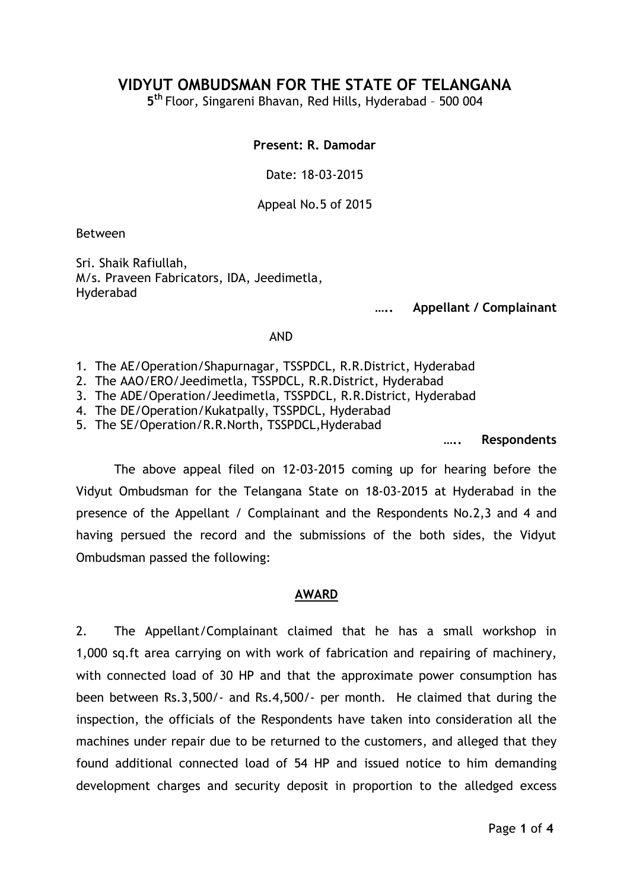# VIDYUT OMBUDSMAN FOR THE STATE OF TELANGANA

5th Floor, Singareni Bhavan, Red Hills, Hyderabad – 500 004

**Present: R. Damodar**

Date: 18-03-2015

Appeal No.5 of 2015

Between

Sri. Shaik Rafiullah,
M/s. Praveen Fabricators, IDA, Jeedimetla,
Hyderabad

….. **Appellant / Complainant**

AND

1. The AE/Operation/Shapurnagar, TSSPDCL, R.R.District, Hyderabad
2. The AAO/ERO/Jeedimetla, TSSPDCL, R.R.District, Hyderabad
3. The ADE/Operation/Jeedimetla, TSSPDCL, R.R.District, Hyderabad
4. The DE/Operation/Kukatpally, TSSPDCL, Hyderabad
5. The SE/Operation/R.R.North, TSSPDCL,Hyderabad

….. **Respondents**

The above appeal filed on 12-03-2015 coming up for hearing before the Vidyut Ombudsman for the Telangana State on 18-03-2015 at Hyderabad in the presence of the Appellant / Complainant and the Respondents No.2,3 and 4 and having persued the record and the submissions of the both sides, the Vidyut Ombudsman passed the following:

## AWARD

2. The Appellant/Complainant claimed that he has a small workshop in 1,000 sq.ft area carrying on with work of fabrication and repairing of machinery, with connected load of 30 HP and that the approximate power consumption has been between Rs.3,500/- and Rs.4,500/- per month. He claimed that during the inspection, the officials of the Respondents have taken into consideration all the machines under repair due to be returned to the customers, and alleged that they found additional connected load of 54 HP and issued notice to him demanding development charges and security deposit in proportion to the alledged excess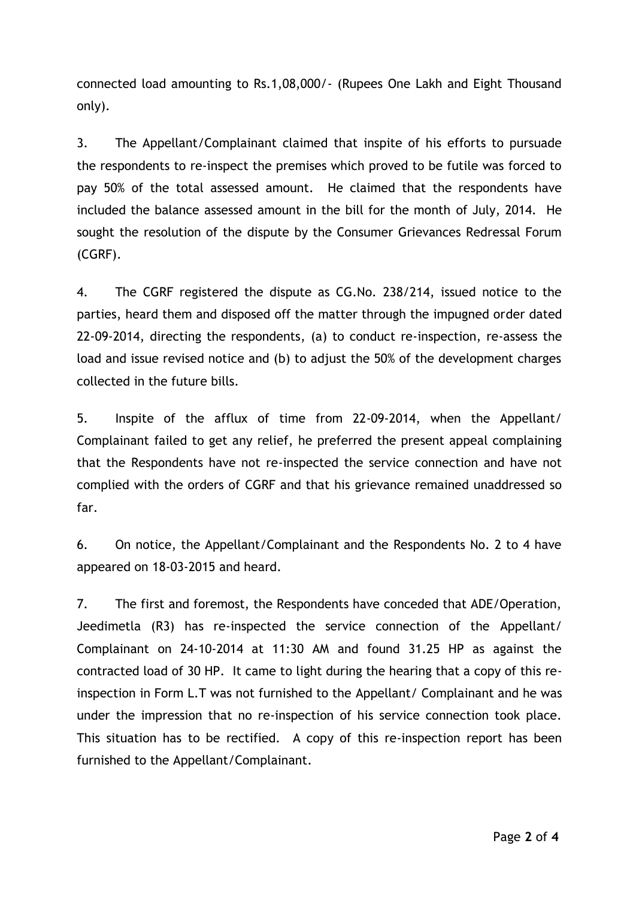connected load amounting to Rs.1,08,000/- (Rupees One Lakh and Eight Thousand only).

3. The Appellant/Complainant claimed that inspite of his efforts to pursuade the respondents to re-inspect the premises which proved to be futile was forced to pay 50% of the total assessed amount. He claimed that the respondents have included the balance assessed amount in the bill for the month of July, 2014. He sought the resolution of the dispute by the Consumer Grievances Redressal Forum (CGRF).

4. The CGRF registered the dispute as CG.No. 238/214, issued notice to the parties, heard them and disposed off the matter through the impugned order dated 22-09-2014, directing the respondents, (a) to conduct re-inspection, re-assess the load and issue revised notice and (b) to adjust the 50% of the development charges collected in the future bills.

5. Inspite of the afflux of time from 22-09-2014, when the Appellant/ Complainant failed to get any relief, he preferred the present appeal complaining that the Respondents have not re-inspected the service connection and have not complied with the orders of CGRF and that his grievance remained unaddressed so far.

6. On notice, the Appellant/Complainant and the Respondents No. 2 to 4 have appeared on 18-03-2015 and heard.

7. The first and foremost, the Respondents have conceded that ADE/Operation, Jeedimetla (R3) has re-inspected the service connection of the Appellant/ Complainant on 24-10-2014 at 11:30 AM and found 31.25 HP as against the contracted load of 30 HP. It came to light during the hearing that a copy of this re-inspection in Form L.T was not furnished to the Appellant/ Complainant and he was under the impression that no re-inspection of his service connection took place. This situation has to be rectified. A copy of this re-inspection report has been furnished to the Appellant/Complainant.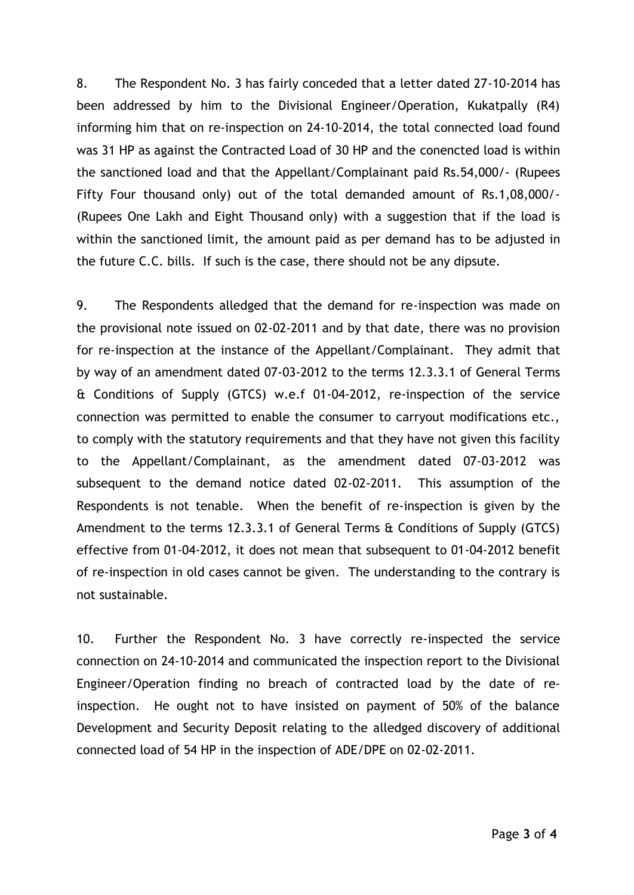8. The Respondent No. 3 has fairly conceded that a letter dated 27-10-2014 has been addressed by him to the Divisional Engineer/Operation, Kukatpally (R4) informing him that on re-inspection on 24-10-2014, the total connected load found was 31 HP as against the Contracted Load of 30 HP and the conencted load is within the sanctioned load and that the Appellant/Complainant paid Rs.54,000/- (Rupees Fifty Four thousand only) out of the total demanded amount of Rs.1,08,000/- (Rupees One Lakh and Eight Thousand only) with a suggestion that if the load is within the sanctioned limit, the amount paid as per demand has to be adjusted in the future C.C. bills. If such is the case, there should not be any dipsute.

9. The Respondents alledged that the demand for re-inspection was made on the provisional note issued on 02-02-2011 and by that date, there was no provision for re-inspection at the instance of the Appellant/Complainant. They admit that by way of an amendment dated 07-03-2012 to the terms 12.3.3.1 of General Terms & Conditions of Supply (GTCS) w.e.f 01-04-2012, re-inspection of the service connection was permitted to enable the consumer to carryout modifications etc., to comply with the statutory requirements and that they have not given this facility to the Appellant/Complainant, as the amendment dated 07-03-2012 was subsequent to the demand notice dated 02-02-2011. This assumption of the Respondents is not tenable. When the benefit of re-inspection is given by the Amendment to the terms 12.3.3.1 of General Terms & Conditions of Supply (GTCS) effective from 01-04-2012, it does not mean that subsequent to 01-04-2012 benefit of re-inspection in old cases cannot be given. The understanding to the contrary is not sustainable.

10. Further the Respondent No. 3 have correctly re-inspected the service connection on 24-10-2014 and communicated the inspection report to the Divisional Engineer/Operation finding no breach of contracted load by the date of re-inspection. He ought not to have insisted on payment of 50% of the balance Development and Security Deposit relating to the alledged discovery of additional connected load of 54 HP in the inspection of ADE/DPE on 02-02-2011.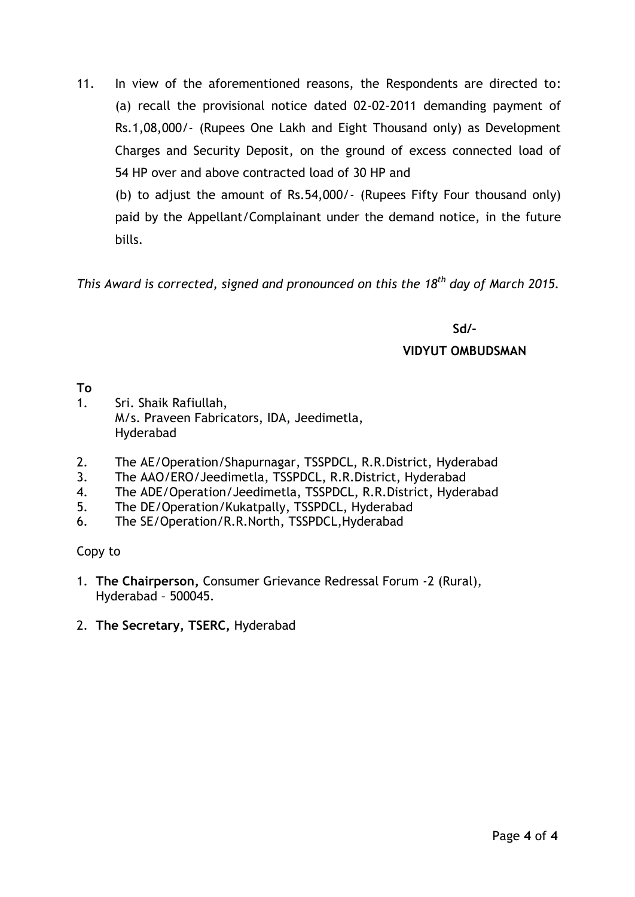11. In view of the aforementioned reasons, the Respondents are directed to:

    (a) recall the provisional notice dated 02-02-2011 demanding payment of Rs.1,08,000/- (Rupees One Lakh and Eight Thousand only) as Development Charges and Security Deposit, on the ground of excess connected load of 54 HP over and above contracted load of 30 HP and

    (b) to adjust the amount of Rs.54,000/- (Rupees Fifty Four thousand only) paid by the Appellant/Complainant under the demand notice, in the future bills.

*This Award is corrected, signed and pronounced on this the 18th day of March 2015.*

**Sd/-**

**VIDYUT OMBUDSMAN**

**To**

1. Sri. Shaik Rafiullah,
   M/s. Praveen Fabricators, IDA, Jeedimetla,
   Hyderabad
2. The AE/Operation/Shapurnagar, TSSPDCL, R.R.District, Hyderabad
3. The AAO/ERO/Jeedimetla, TSSPDCL, R.R.District, Hyderabad
4. The ADE/Operation/Jeedimetla, TSSPDCL, R.R.District, Hyderabad
5. The DE/Operation/Kukatpally, TSSPDCL, Hyderabad
6. The SE/Operation/R.R.North, TSSPDCL,Hyderabad

Copy to

1. **The Chairperson,** Consumer Grievance Redressal Forum -2 (Rural), Hyderabad – 500045.
2. **The Secretary, TSERC,** Hyderabad